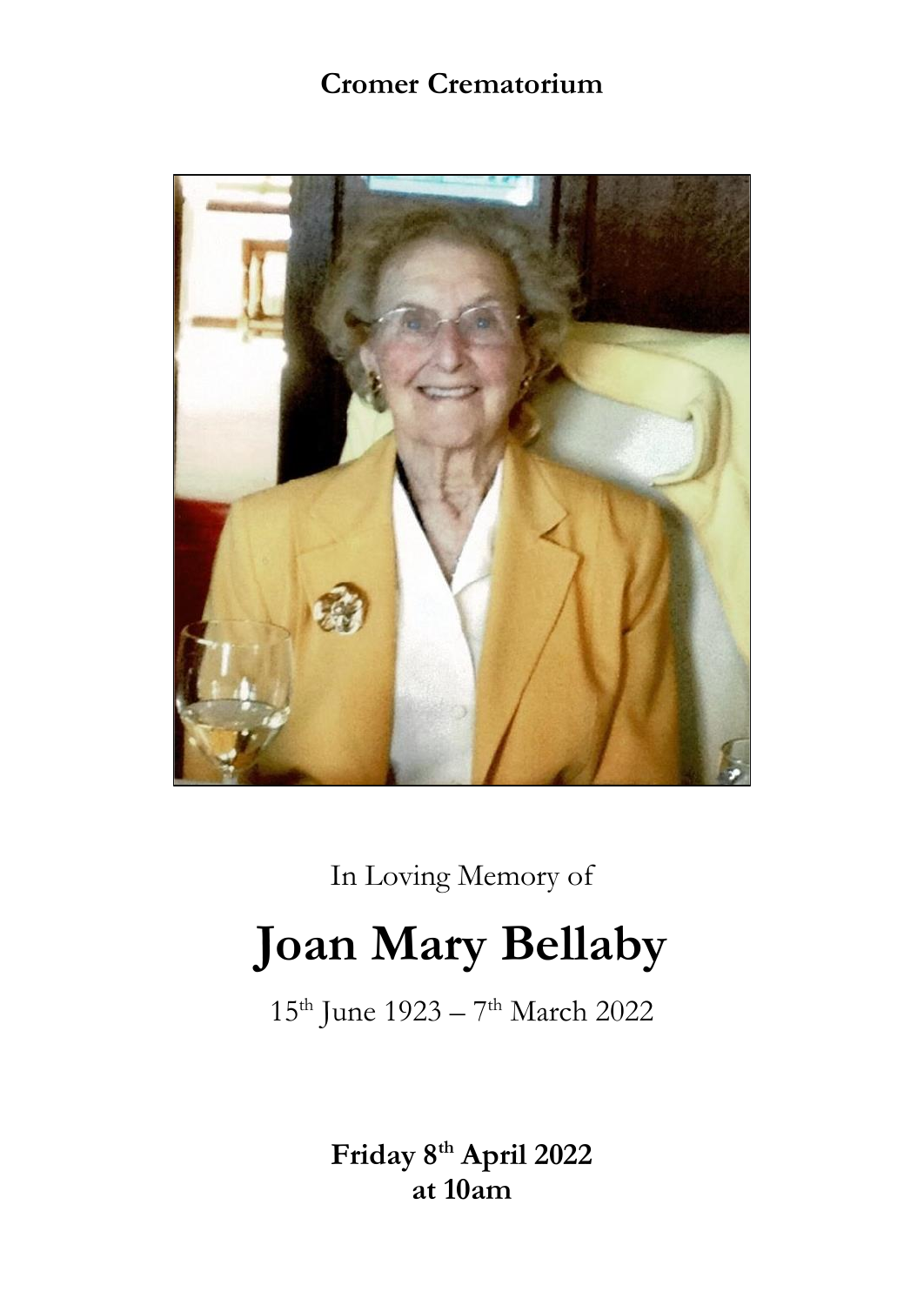**Cromer Crematorium**

In Loving Memory of

# Joan Mary Bellaby

15th June 1923 – 7th March 2022

**Friday 8th April 2022**
**at 10am**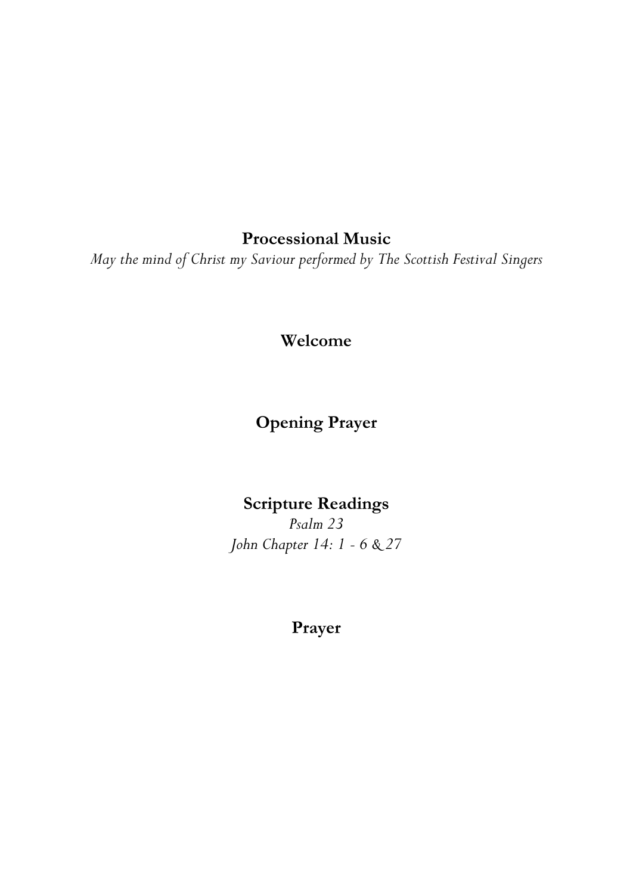**Processional Music**

*May the mind of Christ my Saviour performed by The Scottish Festival Singers*

**Welcome**

**Opening Prayer**

**Scripture Readings**

*Psalm 23*

*John Chapter 14: 1 - 6 & 27*

**Prayer**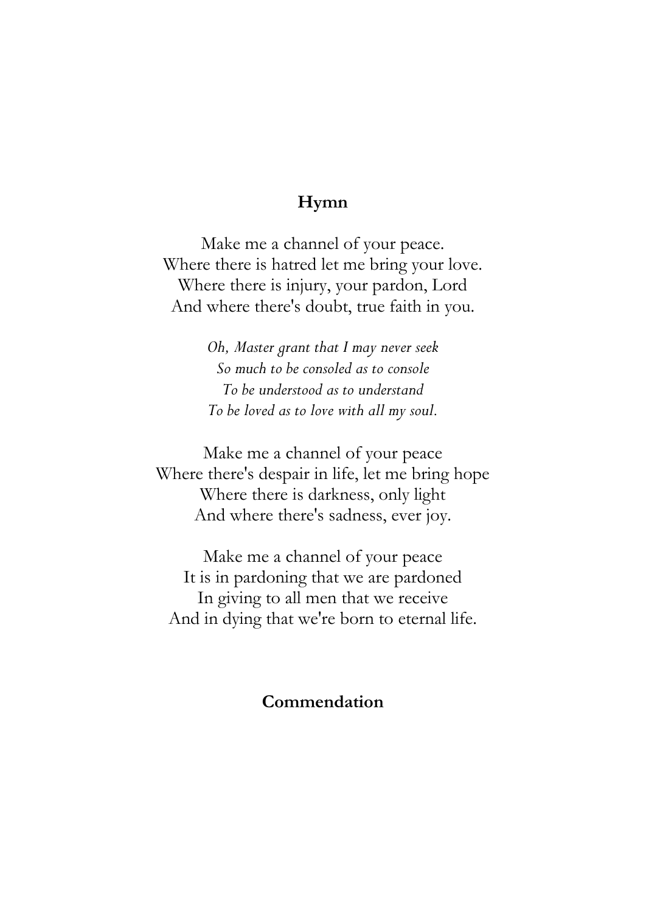## **Hymn**

Make me a channel of your peace.
Where there is hatred let me bring your love.
Where there is injury, your pardon, Lord
And where there's doubt, true faith in you.

*Oh, Master grant that I may never seek*
*So much to be consoled as to console*
*To be understood as to understand*
*To be loved as to love with all my soul.*

Make me a channel of your peace
Where there's despair in life, let me bring hope
Where there is darkness, only light
And where there's sadness, ever joy.

Make me a channel of your peace
It is in pardoning that we are pardoned
In giving to all men that we receive
And in dying that we're born to eternal life.

## **Commendation**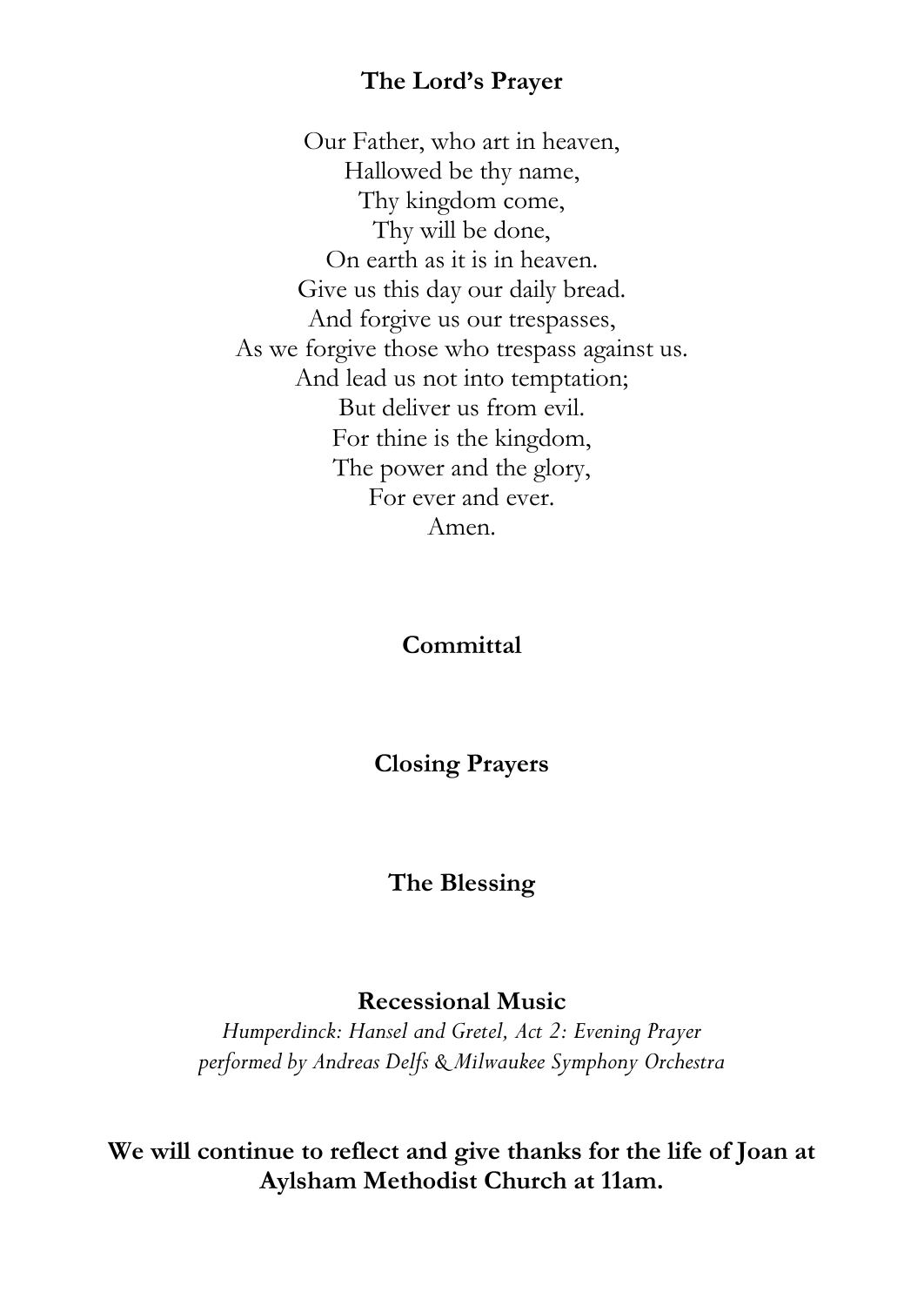**The Lord's Prayer**

Our Father, who art in heaven,
Hallowed be thy name,
Thy kingdom come,
Thy will be done,
On earth as it is in heaven.
Give us this day our daily bread.
And forgive us our trespasses,
As we forgive those who trespass against us.
And lead us not into temptation;
But deliver us from evil.
For thine is the kingdom,
The power and the glory,
For ever and ever.
Amen.

**Committal**

**Closing Prayers**

**The Blessing**

**Recessional Music**

*Humperdinck: Hansel and Gretel, Act 2: Evening Prayer*
*performed by Andreas Delfs & Milwaukee Symphony Orchestra*

**We will continue to reflect and give thanks for the life of Joan at Aylsham Methodist Church at 11am.**